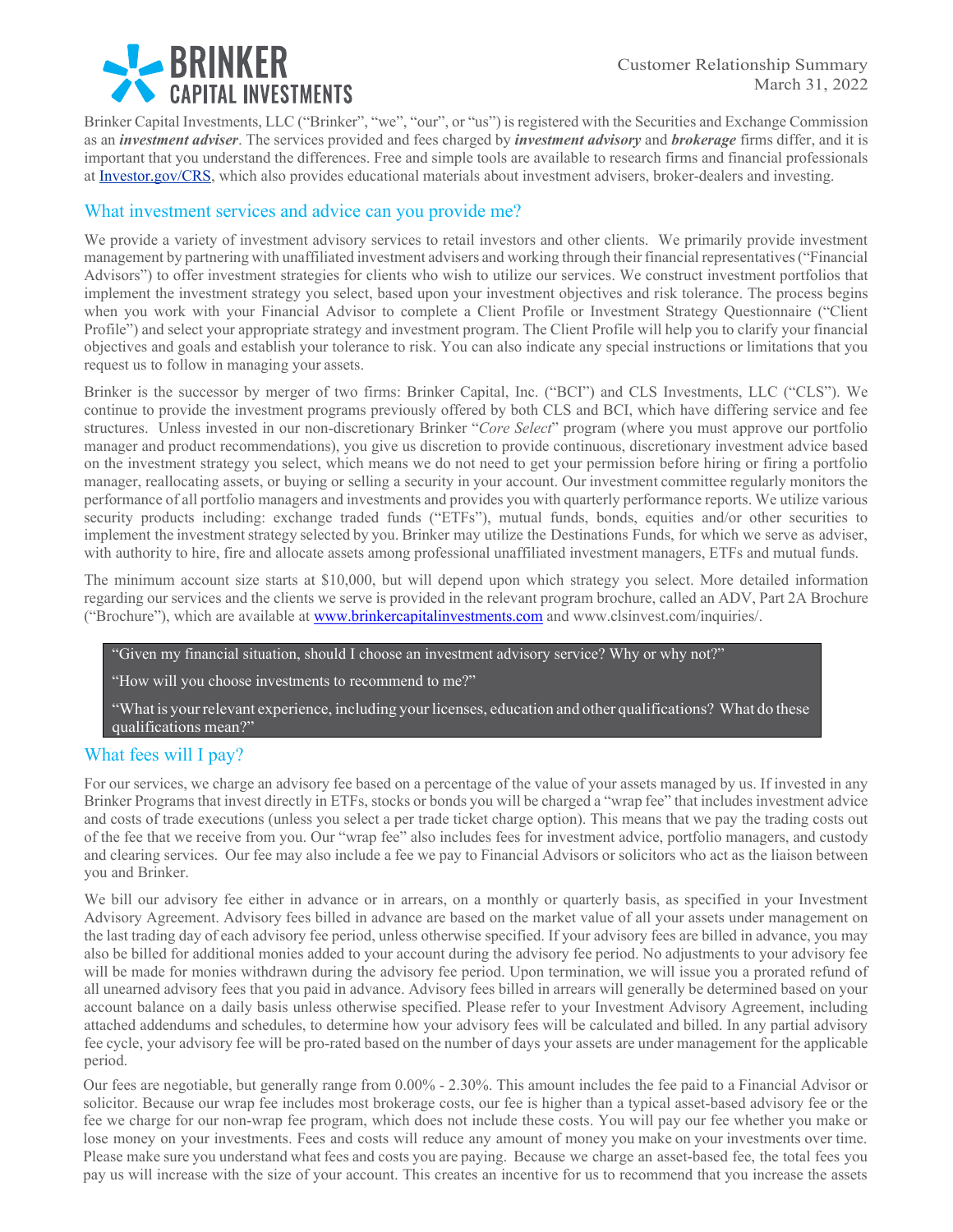# BRINKER CAPITAL INVESTMENTS

Customer Relationship Summary
March 31, 2022

Brinker Capital Investments, LLC ("Brinker", "we", "our", or "us") is registered with the Securities and Exchange Commission as an ***investment adviser***. The services provided and fees charged by ***investment advisory*** and ***brokerage*** firms differ, and it is important that you understand the differences. Free and simple tools are available to research firms and financial professionals at [Investor.gov/CRS](Investor.gov/CRS), which also provides educational materials about investment advisers, broker-dealers and investing.

## What investment services and advice can you provide me?

We provide a variety of investment advisory services to retail investors and other clients. We primarily provide investment management by partnering with unaffiliated investment advisers and working through their financial representatives ("Financial Advisors") to offer investment strategies for clients who wish to utilize our services. We construct investment portfolios that implement the investment strategy you select, based upon your investment objectives and risk tolerance. The process begins when you work with your Financial Advisor to complete a Client Profile or Investment Strategy Questionnaire ("Client Profile") and select your appropriate strategy and investment program. The Client Profile will help you to clarify your financial objectives and goals and establish your tolerance to risk. You can also indicate any special instructions or limitations that you request us to follow in managing your assets.

Brinker is the successor by merger of two firms: Brinker Capital, Inc. ("BCI") and CLS Investments, LLC ("CLS"). We continue to provide the investment programs previously offered by both CLS and BCI, which have differing service and fee structures. Unless invested in our non-discretionary Brinker "*Core Select*" program (where you must approve our portfolio manager and product recommendations), you give us discretion to provide continuous, discretionary investment advice based on the investment strategy you select, which means we do not need to get your permission before hiring or firing a portfolio manager, reallocating assets, or buying or selling a security in your account. Our investment committee regularly monitors the performance of all portfolio managers and investments and provides you with quarterly performance reports. We utilize various security products including: exchange traded funds ("ETFs"), mutual funds, bonds, equities and/or other securities to implement the investment strategy selected by you. Brinker may utilize the Destinations Funds, for which we serve as adviser, with authority to hire, fire and allocate assets among professional unaffiliated investment managers, ETFs and mutual funds.

The minimum account size starts at $10,000, but will depend upon which strategy you select. More detailed information regarding our services and the clients we serve is provided in the relevant program brochure, called an ADV, Part 2A Brochure ("Brochure"), which are available at [www.brinkercapitalinvestments.com](www.brinkercapitalinvestments.com) and www.clsinvest.com/inquiries/.

> "Given my financial situation, should I choose an investment advisory service? Why or why not?"
>
> "How will you choose investments to recommend to me?"
>
> "What is your relevant experience, including your licenses, education and other qualifications? What do these qualifications mean?"

## What fees will I pay?

For our services, we charge an advisory fee based on a percentage of the value of your assets managed by us. If invested in any Brinker Programs that invest directly in ETFs, stocks or bonds you will be charged a "wrap fee" that includes investment advice and costs of trade executions (unless you select a per trade ticket charge option). This means that we pay the trading costs out of the fee that we receive from you. Our "wrap fee" also includes fees for investment advice, portfolio managers, and custody and clearing services. Our fee may also include a fee we pay to Financial Advisors or solicitors who act as the liaison between you and Brinker.

We bill our advisory fee either in advance or in arrears, on a monthly or quarterly basis, as specified in your Investment Advisory Agreement. Advisory fees billed in advance are based on the market value of all your assets under management on the last trading day of each advisory fee period, unless otherwise specified. If your advisory fees are billed in advance, you may also be billed for additional monies added to your account during the advisory fee period. No adjustments to your advisory fee will be made for monies withdrawn during the advisory fee period. Upon termination, we will issue you a prorated refund of all unearned advisory fees that you paid in advance. Advisory fees billed in arrears will generally be determined based on your account balance on a daily basis unless otherwise specified. Please refer to your Investment Advisory Agreement, including attached addendums and schedules, to determine how your advisory fees will be calculated and billed. In any partial advisory fee cycle, your advisory fee will be pro-rated based on the number of days your assets are under management for the applicable period.

Our fees are negotiable, but generally range from 0.00% - 2.30%. This amount includes the fee paid to a Financial Advisor or solicitor. Because our wrap fee includes most brokerage costs, our fee is higher than a typical asset-based advisory fee or the fee we charge for our non-wrap fee program, which does not include these costs. You will pay our fee whether you make or lose money on your investments. Fees and costs will reduce any amount of money you make on your investments over time. Please make sure you understand what fees and costs you are paying. Because we charge an asset-based fee, the total fees you pay us will increase with the size of your account. This creates an incentive for us to recommend that you increase the assets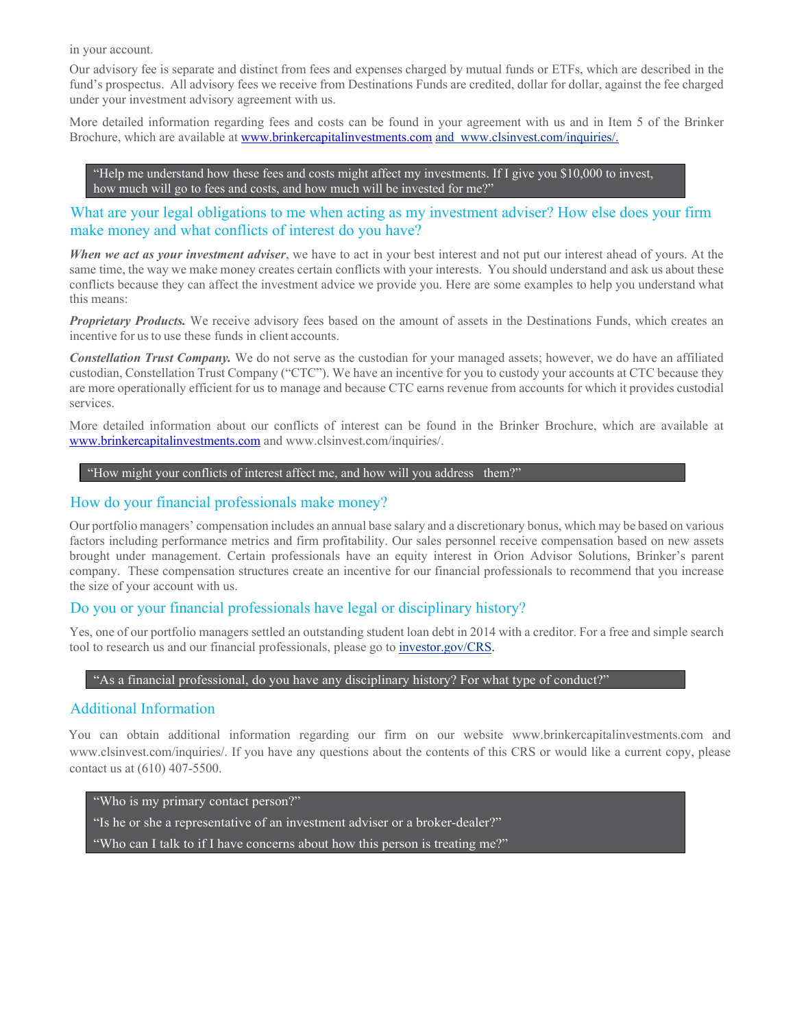in your account.

Our advisory fee is separate and distinct from fees and expenses charged by mutual funds or ETFs, which are described in the fund's prospectus. All advisory fees we receive from Destinations Funds are credited, dollar for dollar, against the fee charged under your investment advisory agreement with us.

More detailed information regarding fees and costs can be found in your agreement with us and in Item 5 of the Brinker Brochure, which are available at www.brinkercapitalinvestments.com and www.clsinvest.com/inquiries/.

> "Help me understand how these fees and costs might affect my investments. If I give you $10,000 to invest, how much will go to fees and costs, and how much will be invested for me?"

## What are your legal obligations to me when acting as my investment adviser? How else does your firm make money and what conflicts of interest do you have?

***When we act as your investment adviser***, we have to act in your best interest and not put our interest ahead of yours. At the same time, the way we make money creates certain conflicts with your interests. You should understand and ask us about these conflicts because they can affect the investment advice we provide you. Here are some examples to help you understand what this means:

***Proprietary Products.*** We receive advisory fees based on the amount of assets in the Destinations Funds, which creates an incentive for us to use these funds in client accounts.

***Constellation Trust Company.*** We do not serve as the custodian for your managed assets; however, we do have an affiliated custodian, Constellation Trust Company ("CTC"). We have an incentive for you to custody your accounts at CTC because they are more operationally efficient for us to manage and because CTC earns revenue from accounts for which it provides custodial services.

More detailed information about our conflicts of interest can be found in the Brinker Brochure, which are available at www.brinkercapitalinvestments.com and www.clsinvest.com/inquiries/.

> "How might your conflicts of interest affect me, and how will you address them?"

## How do your financial professionals make money?

Our portfolio managers' compensation includes an annual base salary and a discretionary bonus, which may be based on various factors including performance metrics and firm profitability. Our sales personnel receive compensation based on new assets brought under management. Certain professionals have an equity interest in Orion Advisor Solutions, Brinker's parent company. These compensation structures create an incentive for our financial professionals to recommend that you increase the size of your account with us.

## Do you or your financial professionals have legal or disciplinary history?

Yes, one of our portfolio managers settled an outstanding student loan debt in 2014 with a creditor. For a free and simple search tool to research us and our financial professionals, please go to investor.gov/CRS.

> "As a financial professional, do you have any disciplinary history? For what type of conduct?"

## Additional Information

You can obtain additional information regarding our firm on our website www.brinkercapitalinvestments.com and www.clsinvest.com/inquiries/. If you have any questions about the contents of this CRS or would like a current copy, please contact us at (610) 407-5500.

> "Who is my primary contact person?"
>
> "Is he or she a representative of an investment adviser or a broker-dealer?"
>
> "Who can I talk to if I have concerns about how this person is treating me?"